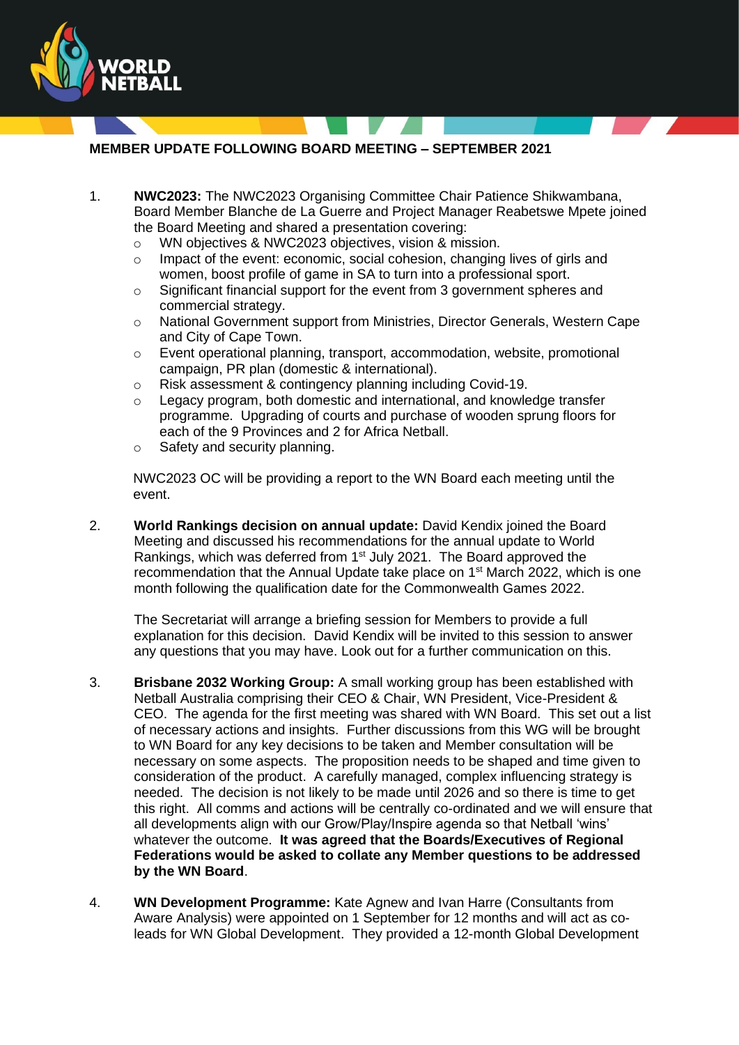## MEMBER UPDATE FOLLOWING BOARD MEETING – SEPTEMBER 2021

1. **NWC2023:** The NWC2023 Organising Committee Chair Patience Shikwambana, Board Member Blanche de La Guerre and Project Manager Reabetswe Mpete joined the Board Meeting and shared a presentation covering:
   - WN objectives & NWC2023 objectives, vision & mission.
   - Impact of the event: economic, social cohesion, changing lives of girls and women, boost profile of game in SA to turn into a professional sport.
   - Significant financial support for the event from 3 government spheres and commercial strategy.
   - National Government support from Ministries, Director Generals, Western Cape and City of Cape Town.
   - Event operational planning, transport, accommodation, website, promotional campaign, PR plan (domestic & international).
   - Risk assessment & contingency planning including Covid-19.
   - Legacy program, both domestic and international, and knowledge transfer programme. Upgrading of courts and purchase of wooden sprung floors for each of the 9 Provinces and 2 for Africa Netball.
   - Safety and security planning.

   NWC2023 OC will be providing a report to the WN Board each meeting until the event.

2. **World Rankings decision on annual update:** David Kendix joined the Board Meeting and discussed his recommendations for the annual update to World Rankings, which was deferred from 1st July 2021. The Board approved the recommendation that the Annual Update take place on 1st March 2022, which is one month following the qualification date for the Commonwealth Games 2022.

   The Secretariat will arrange a briefing session for Members to provide a full explanation for this decision. David Kendix will be invited to this session to answer any questions that you may have. Look out for a further communication on this.

3. **Brisbane 2032 Working Group:** A small working group has been established with Netball Australia comprising their CEO & Chair, WN President, Vice-President & CEO. The agenda for the first meeting was shared with WN Board. This set out a list of necessary actions and insights. Further discussions from this WG will be brought to WN Board for any key decisions to be taken and Member consultation will be necessary on some aspects. The proposition needs to be shaped and time given to consideration of the product. A carefully managed, complex influencing strategy is needed. The decision is not likely to be made until 2026 and so there is time to get this right. All comms and actions will be centrally co-ordinated and we will ensure that all developments align with our Grow/Play/Inspire agenda so that Netball 'wins' whatever the outcome. **It was agreed that the Boards/Executives of Regional Federations would be asked to collate any Member questions to be addressed by the WN Board**.

4. **WN Development Programme:** Kate Agnew and Ivan Harre (Consultants from Aware Analysis) were appointed on 1 September for 12 months and will act as co-leads for WN Global Development. They provided a 12-month Global Development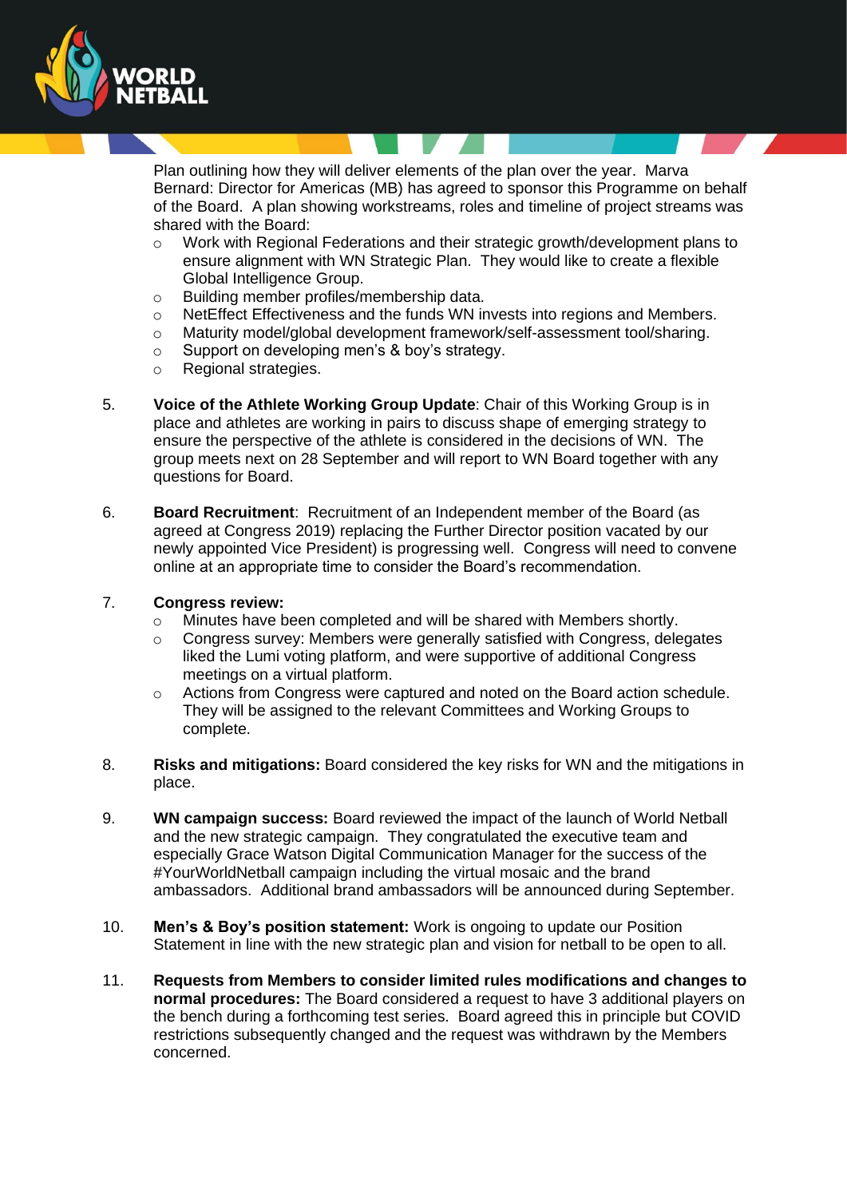Plan outlining how they will deliver elements of the plan over the year. Marva Bernard: Director for Americas (MB) has agreed to sponsor this Programme on behalf of the Board. A plan showing workstreams, roles and timeline of project streams was shared with the Board:

- Work with Regional Federations and their strategic growth/development plans to ensure alignment with WN Strategic Plan. They would like to create a flexible Global Intelligence Group.
- Building member profiles/membership data.
- NetEffect Effectiveness and the funds WN invests into regions and Members.
- Maturity model/global development framework/self-assessment tool/sharing.
- Support on developing men's & boy's strategy.
- Regional strategies.

5. **Voice of the Athlete Working Group Update**: Chair of this Working Group is in place and athletes are working in pairs to discuss shape of emerging strategy to ensure the perspective of the athlete is considered in the decisions of WN. The group meets next on 28 September and will report to WN Board together with any questions for Board.

6. **Board Recruitment**: Recruitment of an Independent member of the Board (as agreed at Congress 2019) replacing the Further Director position vacated by our newly appointed Vice President) is progressing well. Congress will need to convene online at an appropriate time to consider the Board's recommendation.

7. **Congress review:**
   - Minutes have been completed and will be shared with Members shortly.
   - Congress survey: Members were generally satisfied with Congress, delegates liked the Lumi voting platform, and were supportive of additional Congress meetings on a virtual platform.
   - Actions from Congress were captured and noted on the Board action schedule. They will be assigned to the relevant Committees and Working Groups to complete.

8. **Risks and mitigations:** Board considered the key risks for WN and the mitigations in place.

9. **WN campaign success:** Board reviewed the impact of the launch of World Netball and the new strategic campaign. They congratulated the executive team and especially Grace Watson Digital Communication Manager for the success of the #YourWorldNetball campaign including the virtual mosaic and the brand ambassadors. Additional brand ambassadors will be announced during September.

10. **Men's & Boy's position statement:** Work is ongoing to update our Position Statement in line with the new strategic plan and vision for netball to be open to all.

11. **Requests from Members to consider limited rules modifications and changes to normal procedures:** The Board considered a request to have 3 additional players on the bench during a forthcoming test series. Board agreed this in principle but COVID restrictions subsequently changed and the request was withdrawn by the Members concerned.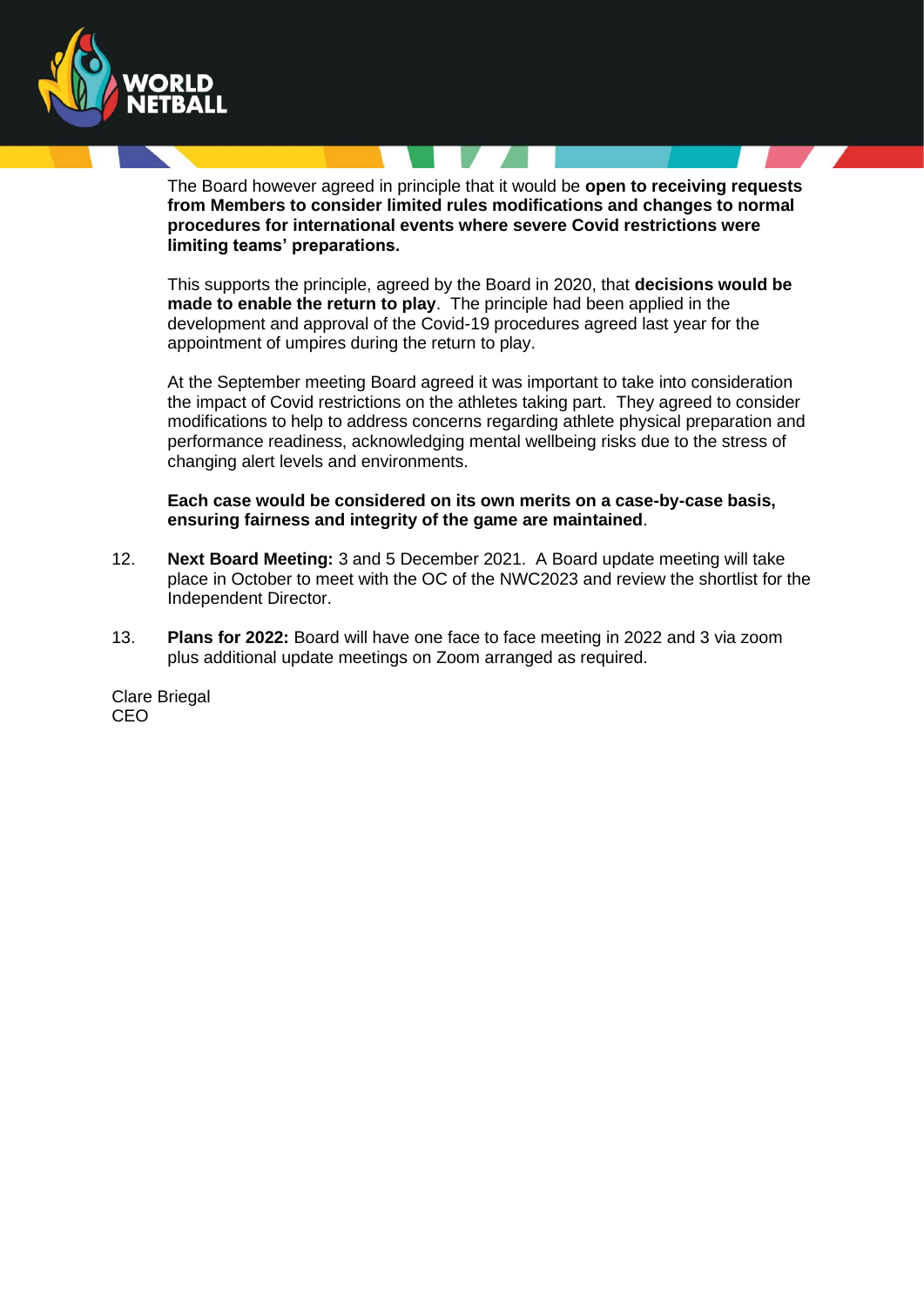The Board however agreed in principle that it would be **open to receiving requests from Members to consider limited rules modifications and changes to normal procedures for international events where severe Covid restrictions were limiting teams' preparations.**

This supports the principle, agreed by the Board in 2020, that **decisions would be made to enable the return to play**. The principle had been applied in the development and approval of the Covid-19 procedures agreed last year for the appointment of umpires during the return to play.

At the September meeting Board agreed it was important to take into consideration the impact of Covid restrictions on the athletes taking part. They agreed to consider modifications to help to address concerns regarding athlete physical preparation and performance readiness, acknowledging mental wellbeing risks due to the stress of changing alert levels and environments.

**Each case would be considered on its own merits on a case-by-case basis, ensuring fairness and integrity of the game are maintained**.

12. **Next Board Meeting:** 3 and 5 December 2021. A Board update meeting will take place in October to meet with the OC of the NWC2023 and review the shortlist for the Independent Director.

13. **Plans for 2022:** Board will have one face to face meeting in 2022 and 3 via zoom plus additional update meetings on Zoom arranged as required.

Clare Briegal
CEO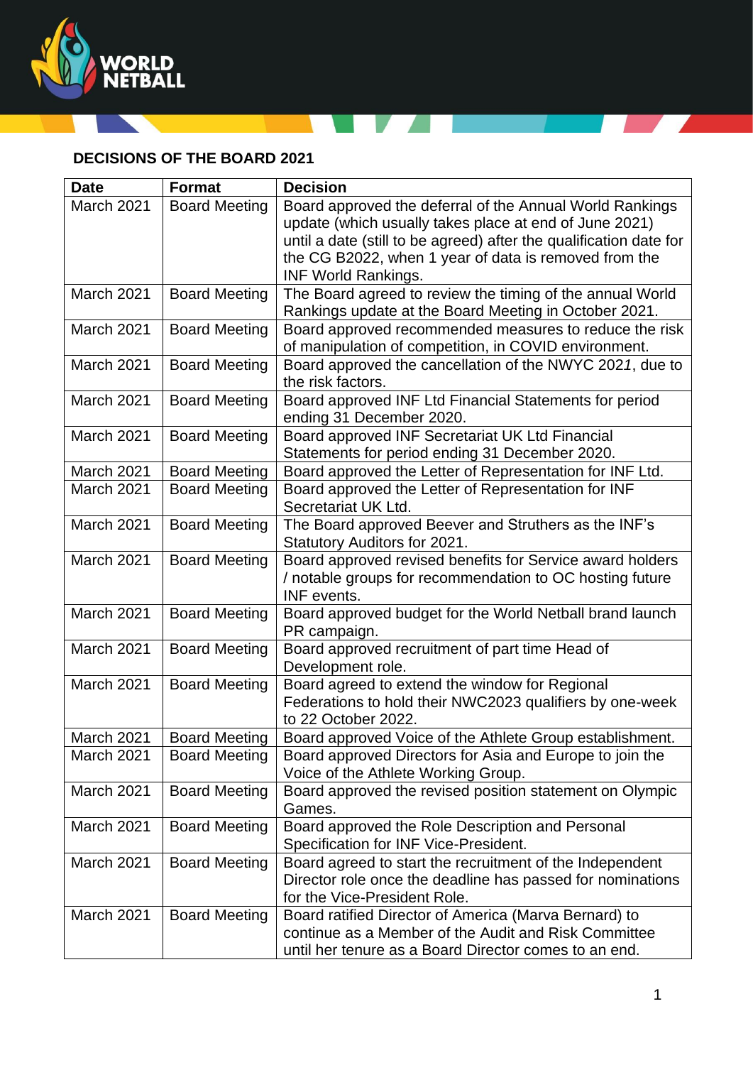**DECISIONS OF THE BOARD 2021**

| Date | Format | Decision |
|---|---|---|
| March 2021 | Board Meeting | Board approved the deferral of the Annual World Rankings update (which usually takes place at end of June 2021) until a date (still to be agreed) after the qualification date for the CG B2022, when 1 year of data is removed from the INF World Rankings. |
| March 2021 | Board Meeting | The Board agreed to review the timing of the annual World Rankings update at the Board Meeting in October 2021. |
| March 2021 | Board Meeting | Board approved recommended measures to reduce the risk of manipulation of competition, in COVID environment. |
| March 2021 | Board Meeting | Board approved the cancellation of the NWYC 2021, due to the risk factors. |
| March 2021 | Board Meeting | Board approved INF Ltd Financial Statements for period ending 31 December 2020. |
| March 2021 | Board Meeting | Board approved INF Secretariat UK Ltd Financial Statements for period ending 31 December 2020. |
| March 2021 | Board Meeting | Board approved the Letter of Representation for INF Ltd. |
| March 2021 | Board Meeting | Board approved the Letter of Representation for INF Secretariat UK Ltd. |
| March 2021 | Board Meeting | The Board approved Beever and Struthers as the INF's Statutory Auditors for 2021. |
| March 2021 | Board Meeting | Board approved revised benefits for Service award holders / notable groups for recommendation to OC hosting future INF events. |
| March 2021 | Board Meeting | Board approved budget for the World Netball brand launch PR campaign. |
| March 2021 | Board Meeting | Board approved recruitment of part time Head of Development role. |
| March 2021 | Board Meeting | Board agreed to extend the window for Regional Federations to hold their NWC2023 qualifiers by one-week to 22 October 2022. |
| March 2021 | Board Meeting | Board approved Voice of the Athlete Group establishment. |
| March 2021 | Board Meeting | Board approved Directors for Asia and Europe to join the Voice of the Athlete Working Group. |
| March 2021 | Board Meeting | Board approved the revised position statement on Olympic Games. |
| March 2021 | Board Meeting | Board approved the Role Description and Personal Specification for INF Vice-President. |
| March 2021 | Board Meeting | Board agreed to start the recruitment of the Independent Director role once the deadline has passed for nominations for the Vice-President Role. |
| March 2021 | Board Meeting | Board ratified Director of America (Marva Bernard) to continue as a Member of the Audit and Risk Committee until her tenure as a Board Director comes to an end. |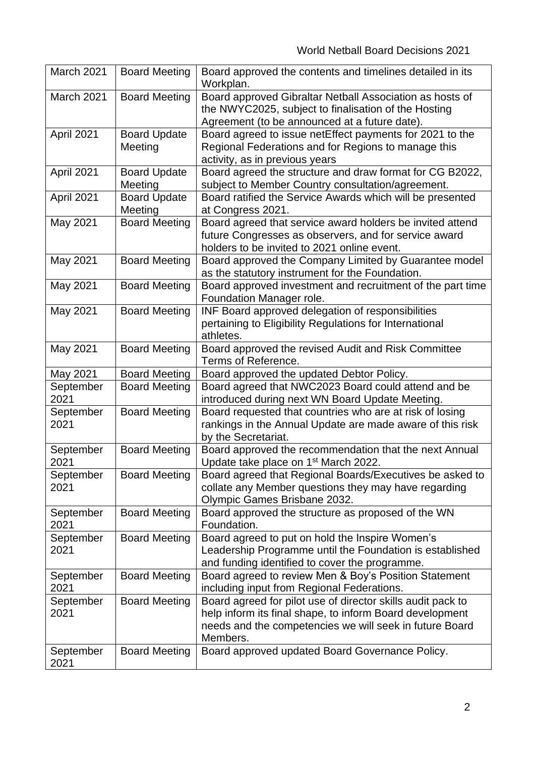| March 2021 | Board Meeting | Board approved the contents and timelines detailed in its Workplan. |
|---|---|---|
| March 2021 | Board Meeting | Board approved Gibraltar Netball Association as hosts of the NWYC2025, subject to finalisation of the Hosting Agreement (to be announced at a future date). |
| April 2021 | Board Update Meeting | Board agreed to issue netEffect payments for 2021 to the Regional Federations and for Regions to manage this activity, as in previous years |
| April 2021 | Board Update Meeting | Board agreed the structure and draw format for CG B2022, subject to Member Country consultation/agreement. |
| April 2021 | Board Update Meeting | Board ratified the Service Awards which will be presented at Congress 2021. |
| May 2021 | Board Meeting | Board agreed that service award holders be invited attend future Congresses as observers, and for service award holders to be invited to 2021 online event. |
| May 2021 | Board Meeting | Board approved the Company Limited by Guarantee model as the statutory instrument for the Foundation. |
| May 2021 | Board Meeting | Board approved investment and recruitment of the part time Foundation Manager role. |
| May 2021 | Board Meeting | INF Board approved delegation of responsibilities pertaining to Eligibility Regulations for International athletes. |
| May 2021 | Board Meeting | Board approved the revised Audit and Risk Committee Terms of Reference. |
| May 2021 | Board Meeting | Board approved the updated Debtor Policy. |
| September 2021 | Board Meeting | Board agreed that NWC2023 Board could attend and be introduced during next WN Board Update Meeting. |
| September 2021 | Board Meeting | Board requested that countries who are at risk of losing rankings in the Annual Update are made aware of this risk by the Secretariat. |
| September 2021 | Board Meeting | Board approved the recommendation that the next Annual Update take place on 1st March 2022. |
| September 2021 | Board Meeting | Board agreed that Regional Boards/Executives be asked to collate any Member questions they may have regarding Olympic Games Brisbane 2032. |
| September 2021 | Board Meeting | Board approved the structure as proposed of the WN Foundation. |
| September 2021 | Board Meeting | Board agreed to put on hold the Inspire Women's Leadership Programme until the Foundation is established and funding identified to cover the programme. |
| September 2021 | Board Meeting | Board agreed to review Men & Boy's Position Statement including input from Regional Federations. |
| September 2021 | Board Meeting | Board agreed for pilot use of director skills audit pack to help inform its final shape, to inform Board development needs and the competencies we will seek in future Board Members. |
| September 2021 | Board Meeting | Board approved updated Board Governance Policy. |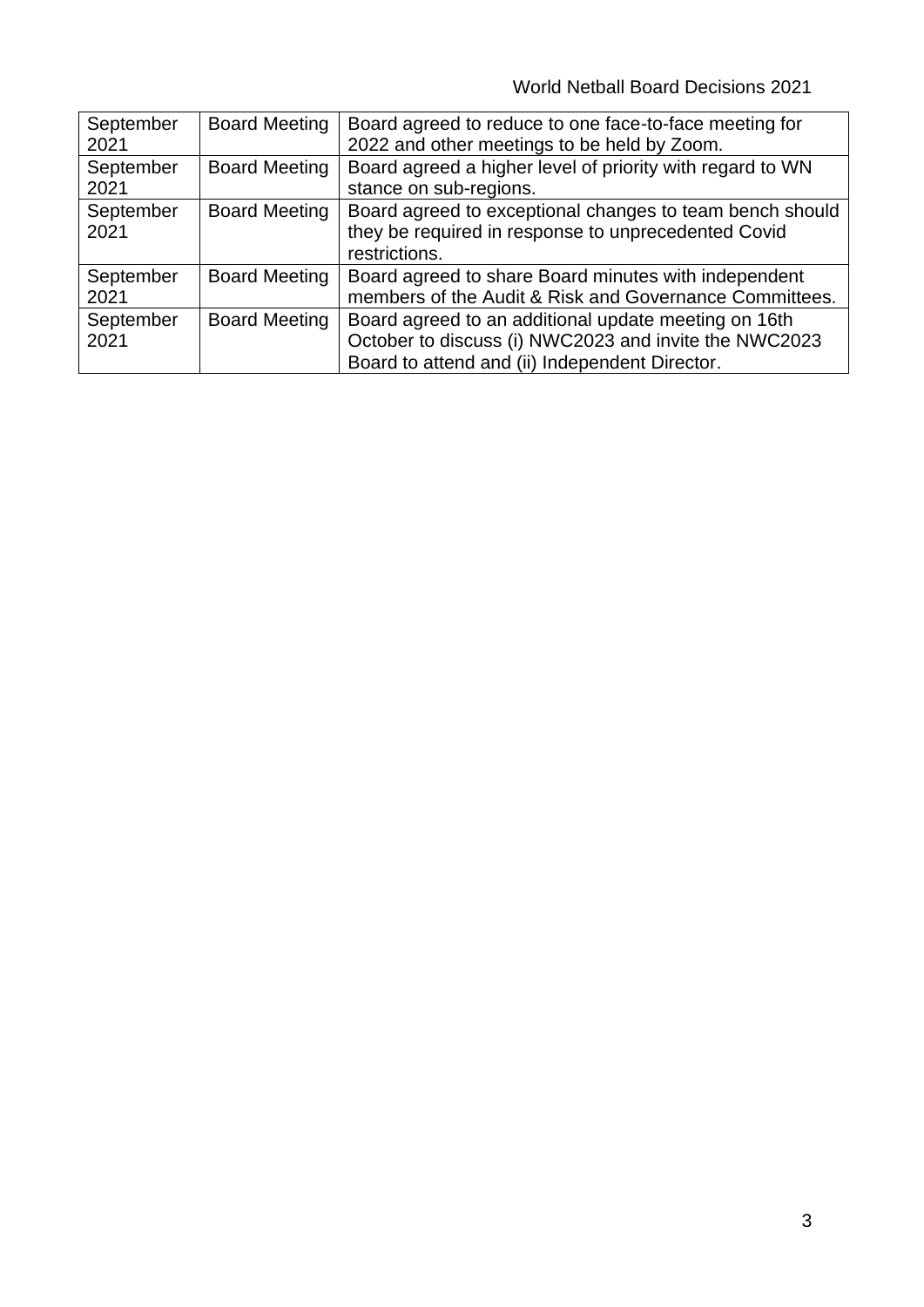| | | |
|---|---|---|
| September 2021 | Board Meeting | Board agreed to reduce to one face-to-face meeting for 2022 and other meetings to be held by Zoom. |
| September 2021 | Board Meeting | Board agreed a higher level of priority with regard to WN stance on sub-regions. |
| September 2021 | Board Meeting | Board agreed to exceptional changes to team bench should they be required in response to unprecedented Covid restrictions. |
| September 2021 | Board Meeting | Board agreed to share Board minutes with independent members of the Audit & Risk and Governance Committees. |
| September 2021 | Board Meeting | Board agreed to an additional update meeting on 16th October to discuss (i) NWC2023 and invite the NWC2023 Board to attend and (ii) Independent Director. |